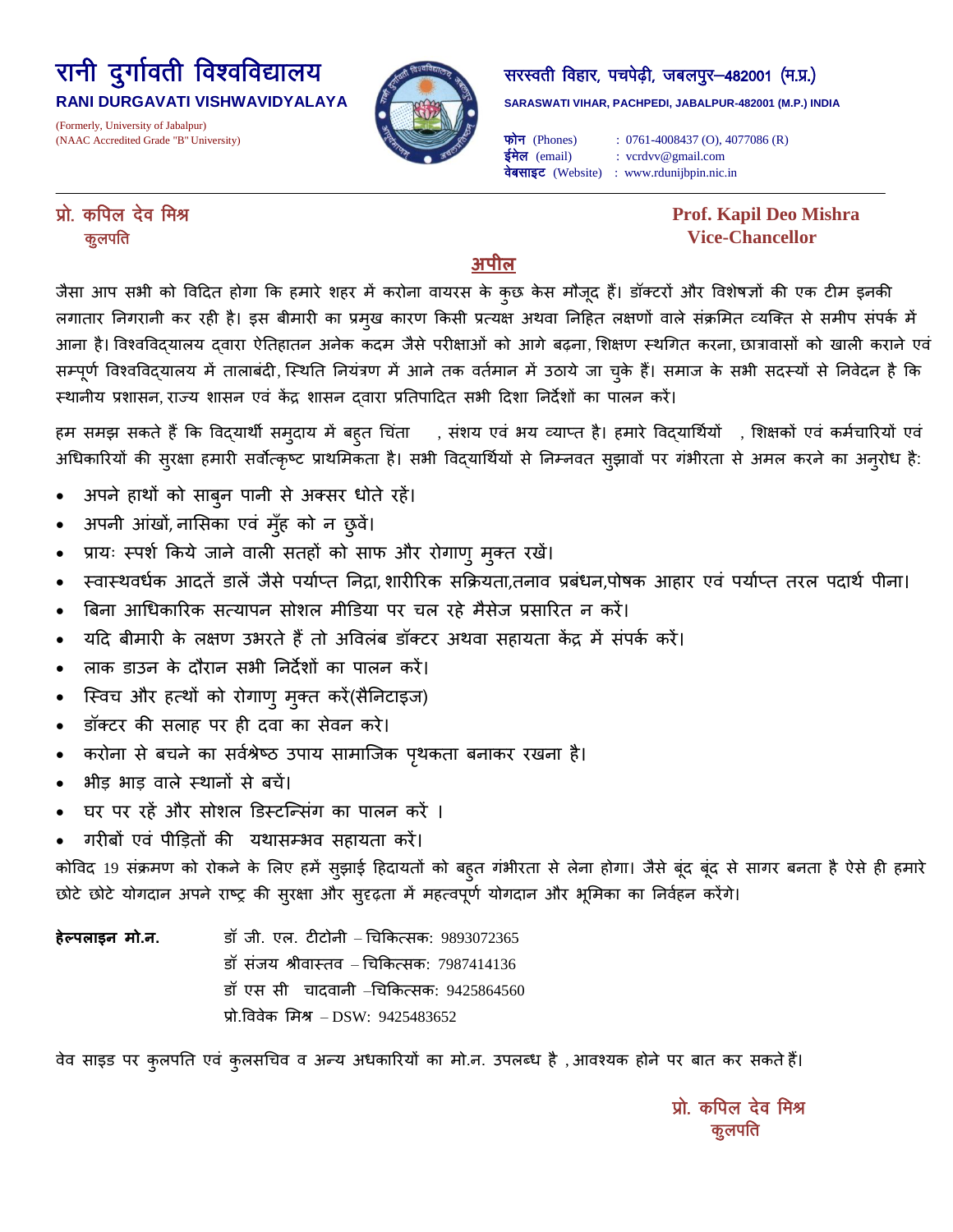# रानी दुर्गावती विश्वविद्यालय

**RANI DURGAVATI VISHWAVIDYALAYA**

(Formerly, University of Jabalpur)
(NAAC Accredited Grade "B" University)

सरस्वती विहार, पचपेढ़ी, जबलपुर–482001 (म.प्र.)

**SARASWATI VIHAR, PACHPEDI, JABALPUR-482001 (M.P.) INDIA**

**फोन** (Phones) : 0761-4008437 (O), 4077086 (R)
**ईमेल** (email) : vcrdvv@gmail.com
**वेबसाइट** (Website) : www.rdunijbpin.nic.in

---

**प्रो. कपिल देव मिश्र**
**कुलपति**

**Prof. Kapil Deo Mishra**
**Vice-Chancellor**

## अपील

जैसा आप सभी को विदित होगा कि हमारे शहर में करोना वायरस के कुछ केस मौजूद हैं। डॉक्टरों और विशेषज्ञों की एक टीम इनकी लगातार निगरानी कर रही है। इस बीमारी का प्रमुख कारण किसी प्रत्यक्ष अथवा निहित लक्षणों वाले संक्रमित व्यक्ति से समीप संपर्क में आना है। विश्वविद्यालय द्वारा ऐतिहातन अनेक कदम जैसे परीक्षाओं को आगे बढ़ना, शिक्षण स्थगित करना, छात्रावासों को खाली कराने एवं सम्पूर्ण विश्वविद्यालय में तालाबंदी, स्थिति नियंत्रण में आने तक वर्तमान में उठाये जा चुके हैं। समाज के सभी सदस्यों से निवेदन है कि स्थानीय प्रशासन, राज्य शासन एवं केंद्र शासन द्वारा प्रतिपादित सभी दिशा निर्देशों का पालन करें।

हम समझ सकते हैं कि विद्यार्थी समुदाय में बहुत चिंता , संशय एवं भय व्याप्त है। हमारे विद्यार्थियों , शिक्षकों एवं कर्मचारियों एवं अधिकारियों की सुरक्षा हमारी सर्वोत्कृष्ट प्राथमिकता है। सभी विद्यार्थियों से निम्नवत सुझावों पर गंभीरता से अमल करने का अनुरोध है:

- अपने हाथों को साबुन पानी से अक्सर धोते रहें।
- अपनी आंखों, नासिका एवं मुँह को न छुवें।
- प्रायः स्पर्श किये जाने वाली सतहों को साफ और रोगाणु मुक्त रखें।
- स्वास्थवर्धक आदतें डालें जैसे पर्याप्त निद्रा, शारीरिक सक्रियता,तनाव प्रबंधन,पोषक आहार एवं पर्याप्त तरल पदार्थ पीना।
- बिना आधिकारिक सत्यापन सोशल मीडिया पर चल रहे मैसेज प्रसारित न करें।
- यदि बीमारी के लक्षण उभरते हैं तो अविलंब डॉक्टर अथवा सहायता केंद्र में संपर्क करें।
- लाक डाउन के दौरान सभी निर्देशों का पालन करें।
- स्विच और हत्थों को रोगाणु मुक्त करें(सैनिटाइज)
- डॉक्टर की सलाह पर ही दवा का सेवन करे।
- करोना से बचने का सर्वश्रेष्ठ उपाय सामाजिक पृथकता बनाकर रखना है।
- भीड़ भाड़ वाले स्थानों से बचें।
- घर पर रहें और सोशल डिस्टन्सिंग का पालन करें ।
- गरीबों एवं पीड़ितों की यथासम्भव सहायता करें।

कोविद 19 संक्रमण को रोकने के लिए हमें सुझाई हिदायतों को बहुत गंभीरता से लेना होगा। जैसे बूंद बूंद से सागर बनता है ऐसे ही हमारे छोटे छोटे योगदान अपने राष्ट्र की सुरक्षा और सुदृढ़ता में महत्वपूर्ण योगदान और भूमिका का निर्वहन करेंगे।

**हेल्पलाइन मो.न.**

डॉ जी. एल. टीटोनी – चिकित्सक: 9893072365
डॉ संजय श्रीवास्तव – चिकित्सक: 7987414136
डॉ एस सी चादवानी –चिकित्सक: 9425864560
प्रो.विवेक मिश्र – DSW: 9425483652

वेब साइड पर कुलपति एवं कुलसचिव व अन्य अधकारियों का मो.न. उपलब्ध है , आवश्यक होने पर बात कर सकते हैं।

**प्रो. कपिल देव मिश्र**
**कुलपति**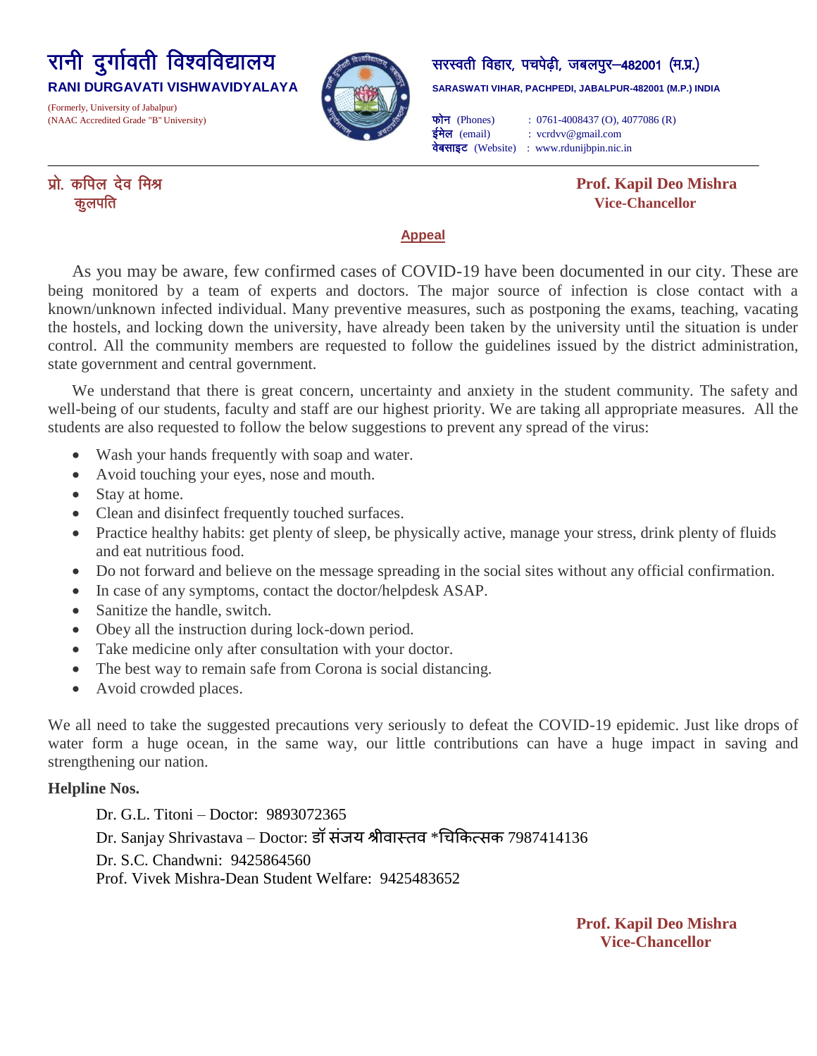# रानी दुर्गावती विश्वविद्यालय

**RANI DURGAVATI VISHWAVIDYALAYA**

(Formerly, University of Jabalpur)
(NAAC Accredited Grade "B" University)

सरस्वती विहार, पचपेढ़ी, जबलपुर–482001 (म.प्र.)

SARASWATI VIHAR, PACHPEDI, JABALPUR-482001 (M.P.) INDIA

फोन (Phones) : 0761-4008437 (O), 4077086 (R)
ईमेल (email) : vcrdvv@gmail.com
वेबसाइट (Website) : www.rdunijbpin.nic.in

---

प्रो. कपिल देव मिश्र
कुलपति

**Prof. Kapil Deo Mishra**
**Vice-Chancellor**

## Appeal

As you may be aware, few confirmed cases of COVID-19 have been documented in our city. These are being monitored by a team of experts and doctors. The major source of infection is close contact with a known/unknown infected individual. Many preventive measures, such as postponing the exams, teaching, vacating the hostels, and locking down the university, have already been taken by the university until the situation is under control. All the community members are requested to follow the guidelines issued by the district administration, state government and central government.

We understand that there is great concern, uncertainty and anxiety in the student community. The safety and well-being of our students, faculty and staff are our highest priority. We are taking all appropriate measures. All the students are also requested to follow the below suggestions to prevent any spread of the virus:

- Wash your hands frequently with soap and water.
- Avoid touching your eyes, nose and mouth.
- Stay at home.
- Clean and disinfect frequently touched surfaces.
- Practice healthy habits: get plenty of sleep, be physically active, manage your stress, drink plenty of fluids and eat nutritious food.
- Do not forward and believe on the message spreading in the social sites without any official confirmation.
- In case of any symptoms, contact the doctor/helpdesk ASAP.
- Sanitize the handle, switch.
- Obey all the instruction during lock-down period.
- Take medicine only after consultation with your doctor.
- The best way to remain safe from Corona is social distancing.
- Avoid crowded places.

We all need to take the suggested precautions very seriously to defeat the COVID-19 epidemic. Just like drops of water form a huge ocean, in the same way, our little contributions can have a huge impact in saving and strengthening our nation.

**Helpline Nos.**

Dr. G.L. Titoni – Doctor: 9893072365
Dr. Sanjay Shrivastava – Doctor: डॉ संजय श्रीवास्तव *चिकित्सक 7987414136
Dr. S.C. Chandwni: 9425864560
Prof. Vivek Mishra-Dean Student Welfare: 9425483652

**Prof. Kapil Deo Mishra**
**Vice-Chancellor**